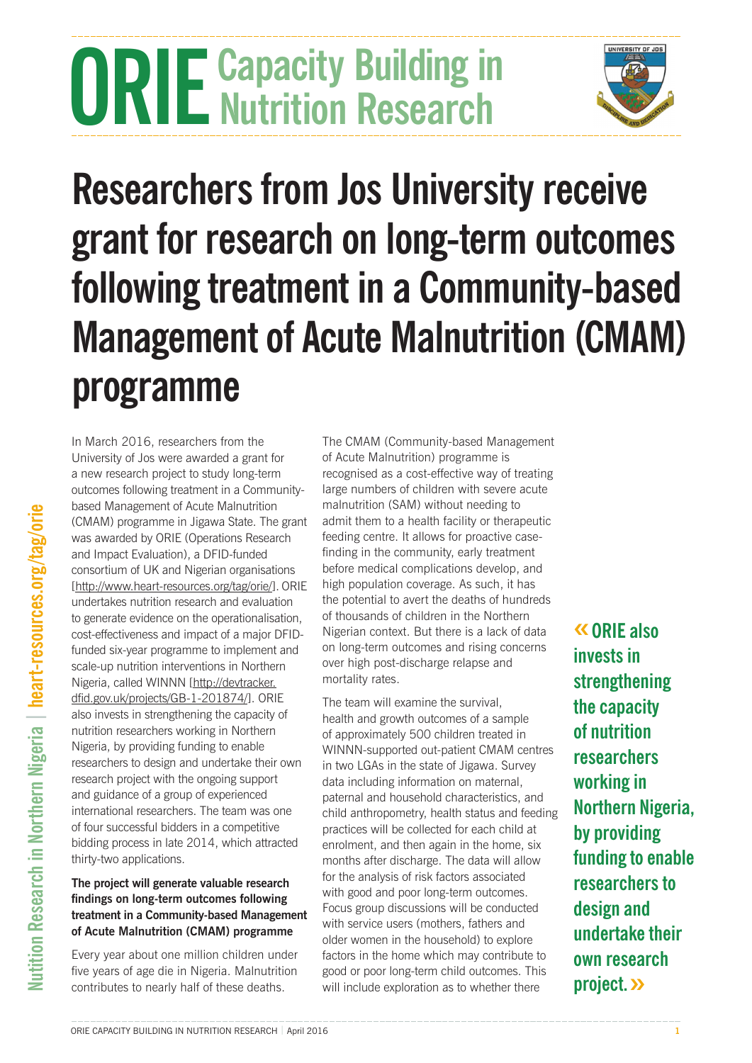# ORIE Capacity Building in Nutrition Research

# Researchers from Jos University receive grant for research on long-term outcomes following treatment in a Community-based Management of Acute Malnutrition (CMAM) programme

In March 2016, researchers from the University of Jos were awarded a grant for a new research project to study long-term outcomes following treatment in a Community-based Management of Acute Malnutrition (CMAM) programme in Jigawa State. The grant was awarded by ORIE (Operations Research and Impact Evaluation), a DFID-funded consortium of UK and Nigerian organisations [http://www.heart-resources.org/tag/orie/]. ORIE undertakes nutrition research and evaluation to generate evidence on the operationalisation, cost-effectiveness and impact of a major DFID-funded six-year programme to implement and scale-up nutrition interventions in Northern Nigeria, called WINNN [http://devtracker.dfid.gov.uk/projects/GB-1-201874/]. ORIE also invests in strengthening the capacity of nutrition researchers working in Northern Nigeria, by providing funding to enable researchers to design and undertake their own research project with the ongoing support and guidance of a group of experienced international researchers. The team was one of four successful bidders in a competitive bidding process in late 2014, which attracted thirty-two applications.

**The project will generate valuable research findings on long-term outcomes following treatment in a Community-based Management of Acute Malnutrition (CMAM) programme**

Every year about one million children under five years of age die in Nigeria. Malnutrition contributes to nearly half of these deaths.

The CMAM (Community-based Management of Acute Malnutrition) programme is recognised as a cost-effective way of treating large numbers of children with severe acute malnutrition (SAM) without needing to admit them to a health facility or therapeutic feeding centre. It allows for proactive case-finding in the community, early treatment before medical complications develop, and high population coverage. As such, it has the potential to avert the deaths of hundreds of thousands of children in the Northern Nigerian context. But there is a lack of data on long-term outcomes and rising concerns over high post-discharge relapse and mortality rates.

The team will examine the survival, health and growth outcomes of a sample of approximately 500 children treated in WINNN-supported out-patient CMAM centres in two LGAs in the state of Jigawa. Survey data including information on maternal, paternal and household characteristics, and child anthropometry, health status and feeding practices will be collected for each child at enrolment, and then again in the home, six months after discharge. The data will allow for the analysis of risk factors associated with good and poor long-term outcomes. Focus group discussions will be conducted with service users (mothers, fathers and older women in the household) to explore factors in the home which may contribute to good or poor long-term child outcomes. This will include exploration as to whether there

> « ORIE also invests in strengthening the capacity of nutrition researchers working in Northern Nigeria, by providing funding to enable researchers to design and undertake their own research project. »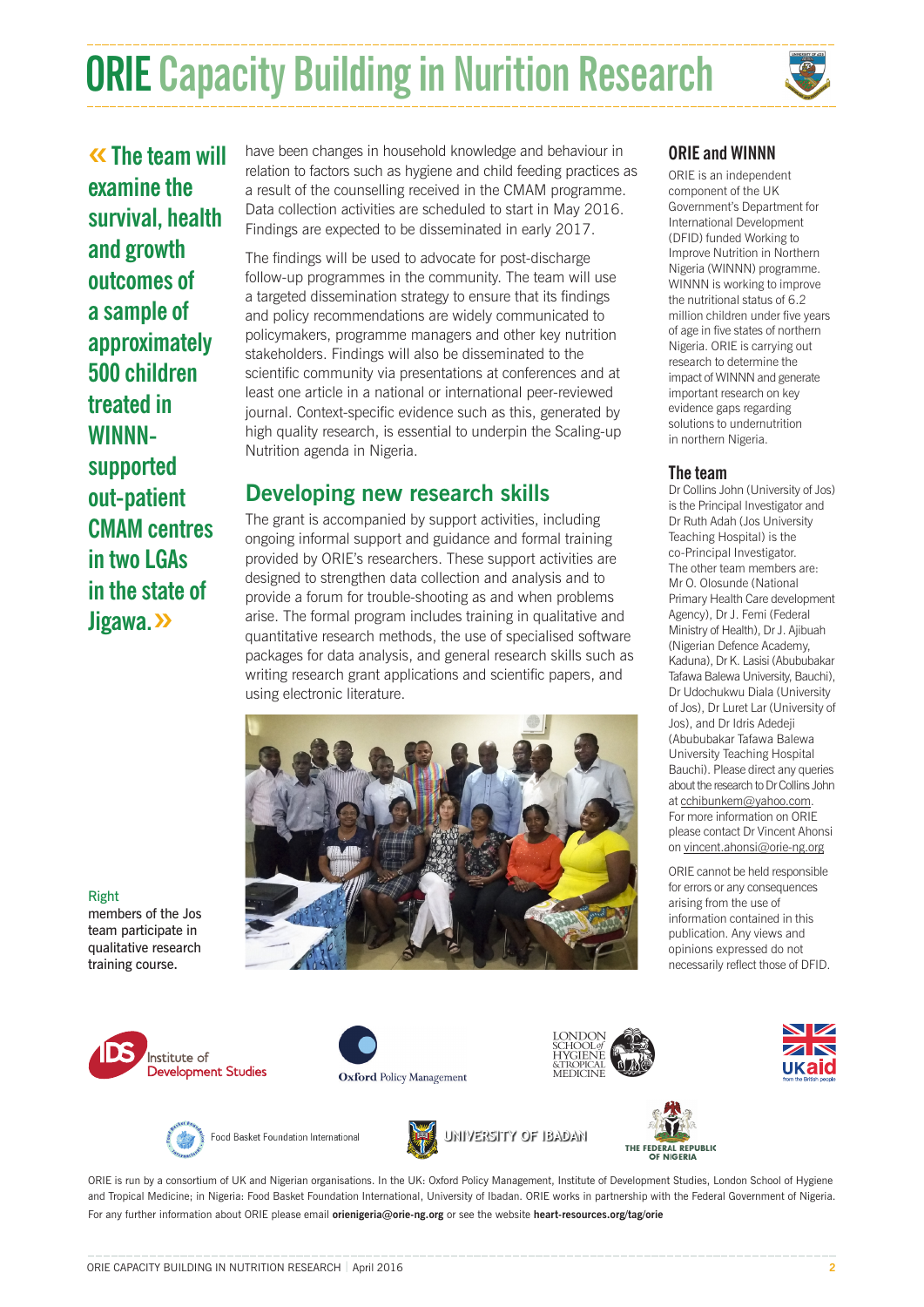# ORIE Capacity Building in Nurition Research

« The team will examine the survival, health and growth outcomes of a sample of approximately 500 children treated in WINNN-supported out-patient CMAM centres in two LGAs in the state of Jigawa. »

have been changes in household knowledge and behaviour in relation to factors such as hygiene and child feeding practices as a result of the counselling received in the CMAM programme. Data collection activities are scheduled to start in May 2016. Findings are expected to be disseminated in early 2017.

The findings will be used to advocate for post-discharge follow-up programmes in the community. The team will use a targeted dissemination strategy to ensure that its findings and policy recommendations are widely communicated to policymakers, programme managers and other key nutrition stakeholders. Findings will also be disseminated to the scientific community via presentations at conferences and at least one article in a national or international peer-reviewed journal. Context-specific evidence such as this, generated by high quality research, is essential to underpin the Scaling-up Nutrition agenda in Nigeria.

## Developing new research skills

The grant is accompanied by support activities, including ongoing informal support and guidance and formal training provided by ORIE's researchers. These support activities are designed to strengthen data collection and analysis and to provide a forum for trouble-shooting as and when problems arise. The formal program includes training in qualitative and quantitative research methods, the use of specialised software packages for data analysis, and general research skills such as writing research grant applications and scientific papers, and using electronic literature.

**Right** members of the Jos team participate in qualitative research training course.

### ORIE and WINNN

ORIE is an independent component of the UK Government's Department for International Development (DFID) funded Working to Improve Nutrition in Northern Nigeria (WINNN) programme. WINNN is working to improve the nutritional status of 6.2 million children under five years of age in five states of northern Nigeria. ORIE is carrying out research to determine the impact of WINNN and generate important research on key evidence gaps regarding solutions to undernutrition in northern Nigeria.

### The team

Dr Collins John (University of Jos) is the Principal Investigator and Dr Ruth Adah (Jos University Teaching Hospital) is the co-Principal Investigator. The other team members are: Mr O. Olosunde (National Primary Health Care development Agency), Dr J. Femi (Federal Ministry of Health), Dr J. Ajibuah (Nigerian Defence Academy, Kaduna), Dr K. Lasisi (Abububakar Tafawa Balewa University, Bauchi), Dr Udochukwu Diala (University of Jos), Dr Luret Lar (University of Jos), and Dr Idris Adedeji (Abububakar Tafawa Balewa University Teaching Hospital Bauchi). Please direct any queries about the research to Dr Collins John at cchibunkem@yahoo.com. For more information on ORIE please contact Dr Vincent Ahonsi on vincent.ahonsi@orie-ng.org

ORIE cannot be held responsible for errors or any consequences arising from the use of information contained in this publication. Any views and opinions expressed do not necessarily reflect those of DFID.

Institute of Development Studies
Oxford Policy Management
London School of Hygiene & Tropical Medicine
UKaid from the British people
Food Basket Foundation International
University of Ibadan
The Federal Republic of Nigeria

ORIE is run by a consortium of UK and Nigerian organisations. In the UK: Oxford Policy Management, Institute of Development Studies, London School of Hygiene and Tropical Medicine; in Nigeria: Food Basket Foundation International, University of Ibadan. ORIE works in partnership with the Federal Government of Nigeria. For any further information about ORIE please email **orienigeria@orie-ng.org** or see the website **heart-resources.org/tag/orie**